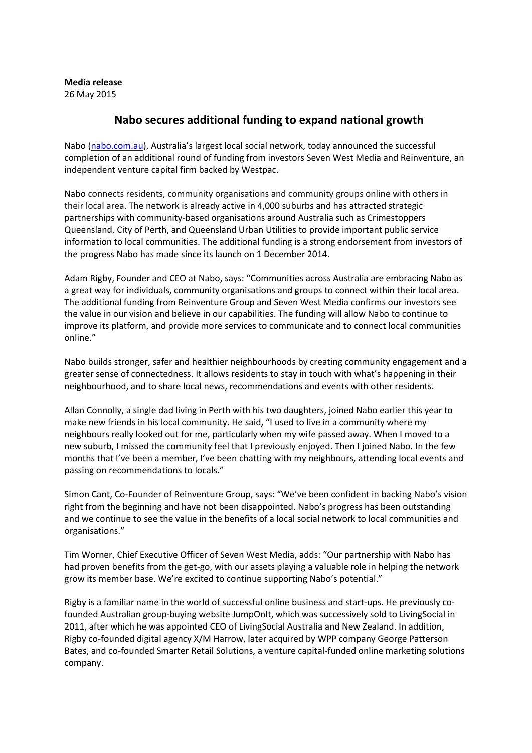**Media release**
26 May 2015

# Nabo secures additional funding to expand national growth

Nabo (nabo.com.au), Australia's largest local social network, today announced the successful completion of an additional round of funding from investors Seven West Media and Reinventure, an independent venture capital firm backed by Westpac.

Nabo connects residents, community organisations and community groups online with others in their local area. The network is already active in 4,000 suburbs and has attracted strategic partnerships with community-based organisations around Australia such as Crimestoppers Queensland, City of Perth, and Queensland Urban Utilities to provide important public service information to local communities. The additional funding is a strong endorsement from investors of the progress Nabo has made since its launch on 1 December 2014.

Adam Rigby, Founder and CEO at Nabo, says: "Communities across Australia are embracing Nabo as a great way for individuals, community organisations and groups to connect within their local area. The additional funding from Reinventure Group and Seven West Media confirms our investors see the value in our vision and believe in our capabilities. The funding will allow Nabo to continue to improve its platform, and provide more services to communicate and to connect local communities online."

Nabo builds stronger, safer and healthier neighbourhoods by creating community engagement and a greater sense of connectedness. It allows residents to stay in touch with what's happening in their neighbourhood, and to share local news, recommendations and events with other residents.

Allan Connolly, a single dad living in Perth with his two daughters, joined Nabo earlier this year to make new friends in his local community. He said, "I used to live in a community where my neighbours really looked out for me, particularly when my wife passed away. When I moved to a new suburb, I missed the community feel that I previously enjoyed. Then I joined Nabo. In the few months that I've been a member, I've been chatting with my neighbours, attending local events and passing on recommendations to locals."

Simon Cant, Co-Founder of Reinventure Group, says: "We've been confident in backing Nabo's vision right from the beginning and have not been disappointed. Nabo's progress has been outstanding and we continue to see the value in the benefits of a local social network to local communities and organisations."

Tim Worner, Chief Executive Officer of Seven West Media, adds: "Our partnership with Nabo has had proven benefits from the get-go, with our assets playing a valuable role in helping the network grow its member base. We're excited to continue supporting Nabo's potential."

Rigby is a familiar name in the world of successful online business and start-ups. He previously co-founded Australian group-buying website JumpOnIt, which was successively sold to LivingSocial in 2011, after which he was appointed CEO of LivingSocial Australia and New Zealand. In addition, Rigby co-founded digital agency X/M Harrow, later acquired by WPP company George Patterson Bates, and co-founded Smarter Retail Solutions, a venture capital-funded online marketing solutions company.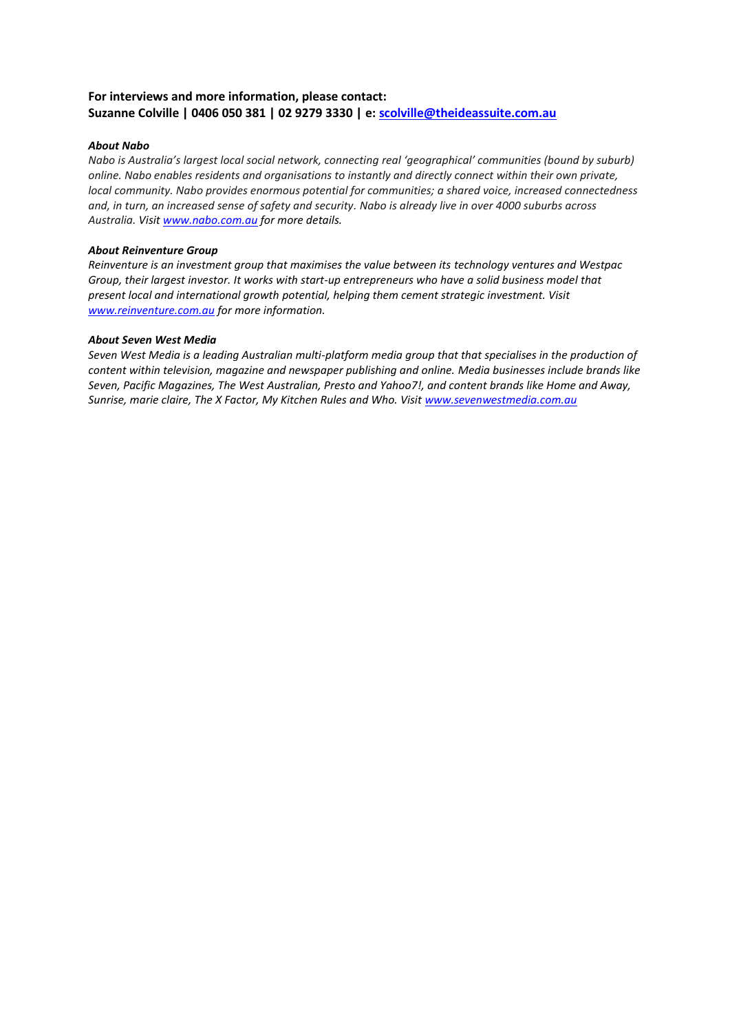**For interviews and more information, please contact:**
**Suzanne Colville | 0406 050 381 | 02 9279 3330 | e: [scolville@theideassuite.com.au](mailto:scolville@theideassuite.com.au)**

***About Nabo***

*Nabo is Australia's largest local social network, connecting real 'geographical' communities (bound by suburb) online. Nabo enables residents and organisations to instantly and directly connect within their own private, local community. Nabo provides enormous potential for communities; a shared voice, increased connectedness and, in turn, an increased sense of safety and security. Nabo is already live in over 4000 suburbs across Australia. Visit [www.nabo.com.au](http://www.nabo.com.au) for more details.*

***About Reinventure Group***

*Reinventure is an investment group that maximises the value between its technology ventures and Westpac Group, their largest investor. It works with start-up entrepreneurs who have a solid business model that present local and international growth potential, helping them cement strategic investment. Visit [www.reinventure.com.au](http://www.reinventure.com.au) for more information.*

***About Seven West Media***

*Seven West Media is a leading Australian multi-platform media group that that specialises in the production of content within television, magazine and newspaper publishing and online. Media businesses include brands like Seven, Pacific Magazines, The West Australian, Presto and Yahoo7!, and content brands like Home and Away, Sunrise, marie claire, The X Factor, My Kitchen Rules and Who. Visit [www.sevenwestmedia.com.au](http://www.sevenwestmedia.com.au)*